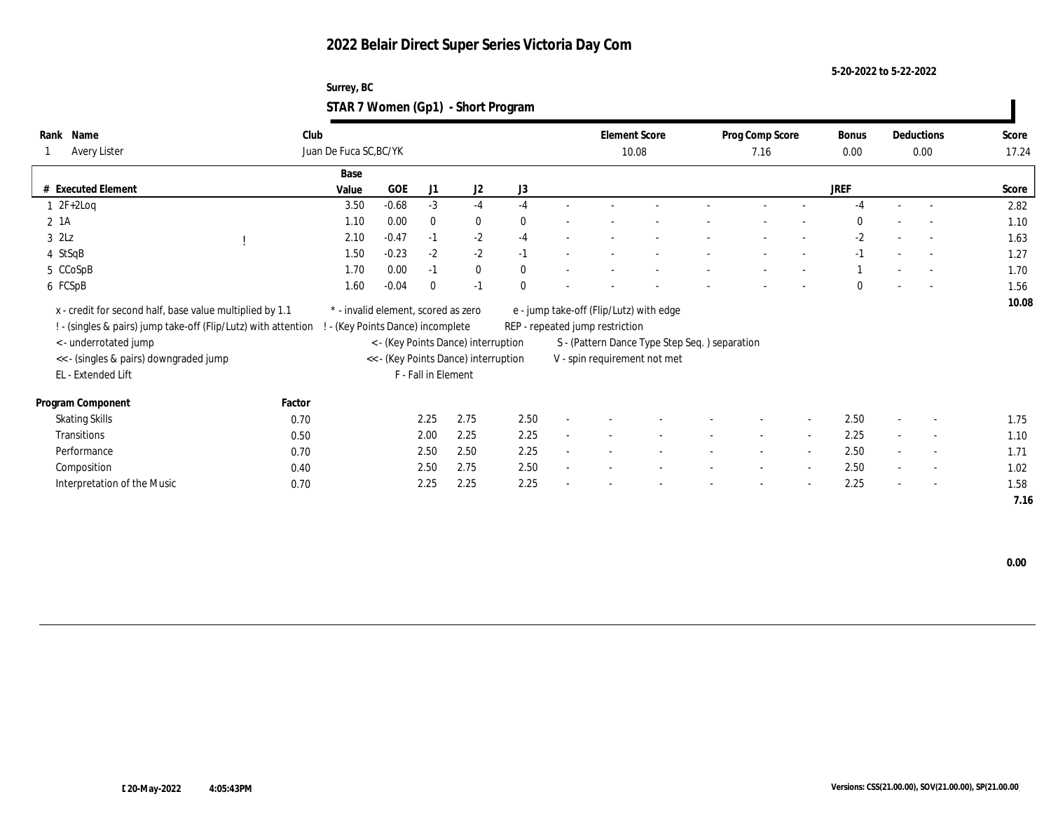# 2022 Belair Direct Super Series Victoria Day Com

5-20-2022 to 5-22-2022

Surrey, BC

## STAR 7 Women (Gp1) - Short Program

| Rank | Name | Club | Element Score | Prog Comp Score | Bonus | Deductions | Score |
|---|---|---|---|---|---|---|---|
| 1 | Avery Lister | Juan De Fuca SC,BC/YK | 10.08 | 7.16 | 0.00 | 0.00 | 17.24 |

| # | Executed Element | | Base Value | GOE | J1 | J2 | J3 | | | | | | | | | JREF | | | Score |
|---|---|---|---|---|---|---|---|---|---|---|---|---|---|---|---|---|---|---|---|
| 1 | 2F+2Loq | | 3.50 | -0.68 | -3 | -4 | -4 | - | - | - | - | - | - | - | - | -4 | - | - | 2.82 |
| 2 | 1A | | 1.10 | 0.00 | 0 | 0 | 0 | - | - | - | - | - | - | - | - | 0 | - | - | 1.10 |
| 3 | 2Lz | ! | 2.10 | -0.47 | -1 | -2 | -4 | - | - | - | - | - | - | - | - | -2 | - | - | 1.63 |
| 4 | StSqB | | 1.50 | -0.23 | -2 | -2 | -1 | - | - | - | - | - | - | - | - | -1 | - | - | 1.27 |
| 5 | CCoSpB | | 1.70 | 0.00 | -1 | 0 | 0 | - | - | - | - | - | - | - | - | 1 | - | - | 1.70 |
| 6 | FCSpB | | 1.60 | -0.04 | 0 | -1 | 0 | - | - | - | - | - | - | - | - | 0 | - | - | 1.56 |
| | | | | | | | | | | | | | | | | | | | 10.08 |

x - credit for second half, base value multiplied by 1.1
! - (singles & pairs) jump take-off (Flip/Lutz) with attention
< - underrotated jump
<< - (singles & pairs) downgraded jump
EL - Extended Lift
* - invalid element, scored as zero
! - (Key Points Dance) incomplete
< - (Key Points Dance) interruption
<< - (Key Points Dance) interruption
F - Fall in Element
e - jump take-off (Flip/Lutz) with edge
REP - repeated jump restriction
S - (Pattern Dance Type Step Seq. ) separation
V - spin requirement not met

| Program Component | Factor | J1 | J2 | J3 | | | | | | | | | JREF | | | Score |
|---|---|---|---|---|---|---|---|---|---|---|---|---|---|---|---|---|
| Skating Skills | 0.70 | 2.25 | 2.75 | 2.50 | - | - | - | - | - | - | - | - | 2.50 | - | - | 1.75 |
| Transitions | 0.50 | 2.00 | 2.25 | 2.25 | - | - | - | - | - | - | - | - | 2.25 | - | - | 1.10 |
| Performance | 0.70 | 2.50 | 2.50 | 2.25 | - | - | - | - | - | - | - | - | 2.50 | - | - | 1.71 |
| Composition | 0.40 | 2.50 | 2.75 | 2.50 | - | - | - | - | - | - | - | - | 2.50 | - | - | 1.02 |
| Interpretation of the Music | 0.70 | 2.25 | 2.25 | 2.25 | - | - | - | - | - | - | - | - | 2.25 | - | - | 1.58 |
| | | | | | | | | | | | | | | | | 7.16 |

0.00

20-May-2022 4:05:43PM

Versions: CSS(21.00.00), SOV(21.00.00), SP(21.00.00)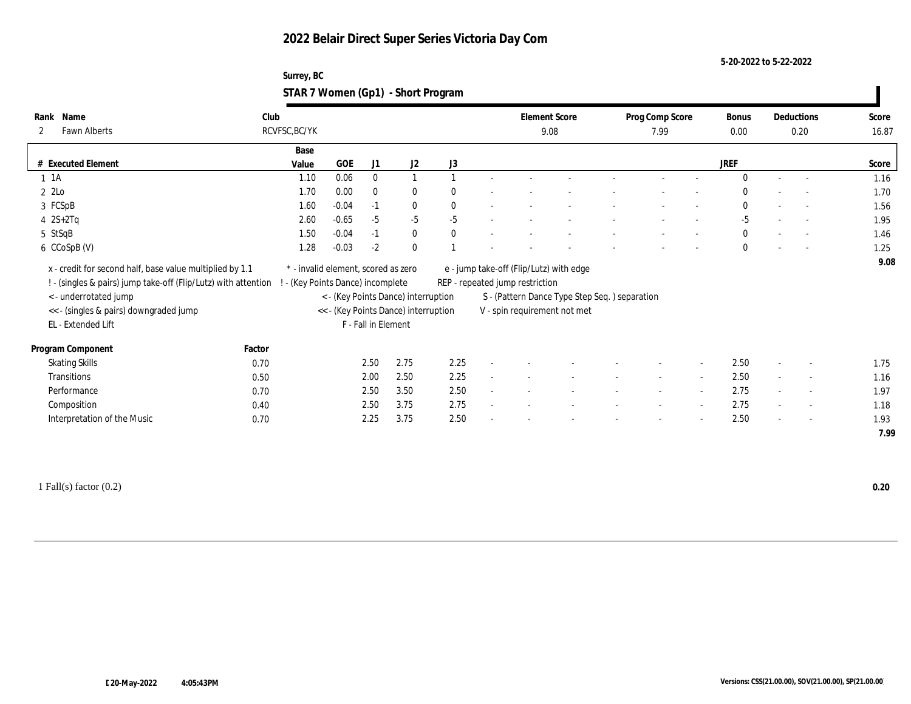# 2022 Belair Direct Super Series Victoria Day Com

5-20-2022 to 5-22-2022

Surrey, BC

## STAR 7 Women (Gp1) - Short Program

| Rank | Name | Club | Element Score | Prog Comp Score | Bonus | Deductions | Score |
|---|---|---|---|---|---|---|---|
| 2 | Fawn Alberts | RCVFSC,BC/YK | 9.08 | 7.99 | 0.00 | 0.20 | 16.87 |

| # | Executed Element | Base Value | GOE | J1 | J2 | J3 | | | | | | | | | JREF | | | Score |
|---|---|---|---|---|---|---|---|---|---|---|---|---|---|---|---|---|---|---|
| 1 | 1A | 1.10 | 0.06 | 0 | 1 | 1 | - | - | - | - | - | - | - | - | 0 | - | - | 1.16 |
| 2 | 2Lo | 1.70 | 0.00 | 0 | 0 | 0 | - | - | - | - | - | - | - | - | 0 | - | - | 1.70 |
| 3 | FCSpB | 1.60 | -0.04 | -1 | 0 | 0 | - | - | - | - | - | - | - | - | 0 | - | - | 1.56 |
| 4 | 2S+2Tq | 2.60 | -0.65 | -5 | -5 | -5 | - | - | - | - | - | - | - | - | -5 | - | - | 1.95 |
| 5 | StSqB | 1.50 | -0.04 | -1 | 0 | 0 | - | - | - | - | - | - | - | - | 0 | - | - | 1.46 |
| 6 | CCoSpB (V) | 1.28 | -0.03 | -2 | 0 | 1 | - | - | - | - | - | - | - | - | 0 | - | - | 1.25 |
| | | | | | | | | | | | | | | | | | | 9.08 |

x - credit for second half, base value multiplied by 1.1
! - (singles & pairs) jump take-off (Flip/Lutz) with attention
< - underrotated jump
<< - (singles & pairs) downgraded jump
EL - Extended Lift
* - invalid element, scored as zero
! - (Key Points Dance) incomplete
< - (Key Points Dance) interruption
<< - (Key Points Dance) interruption
F - Fall in Element
e - jump take-off (Flip/Lutz) with edge
REP - repeated jump restriction
S - (Pattern Dance Type Step Seq. ) separation
V - spin requirement not met

| Program Component | Factor | J1 | J2 | J3 | | | | | | | | | JREF | | | Score |
|---|---|---|---|---|---|---|---|---|---|---|---|---|---|---|---|---|
| Skating Skills | 0.70 | 2.50 | 2.75 | 2.25 | - | - | - | - | - | - | - | - | 2.50 | - | - | 1.75 |
| Transitions | 0.50 | 2.00 | 2.50 | 2.25 | - | - | - | - | - | - | - | - | 2.50 | - | - | 1.16 |
| Performance | 0.70 | 2.50 | 3.50 | 2.50 | - | - | - | - | - | - | - | - | 2.75 | - | - | 1.97 |
| Composition | 0.40 | 2.50 | 3.75 | 2.75 | - | - | - | - | - | - | - | - | 2.75 | - | - | 1.18 |
| Interpretation of the Music | 0.70 | 2.25 | 3.75 | 2.50 | - | - | - | - | - | - | - | - | 2.50 | - | - | 1.93 |
| | | | | | | | | | | | | | | | | 7.99 |

1 Fall(s) factor (0.2) **0.20**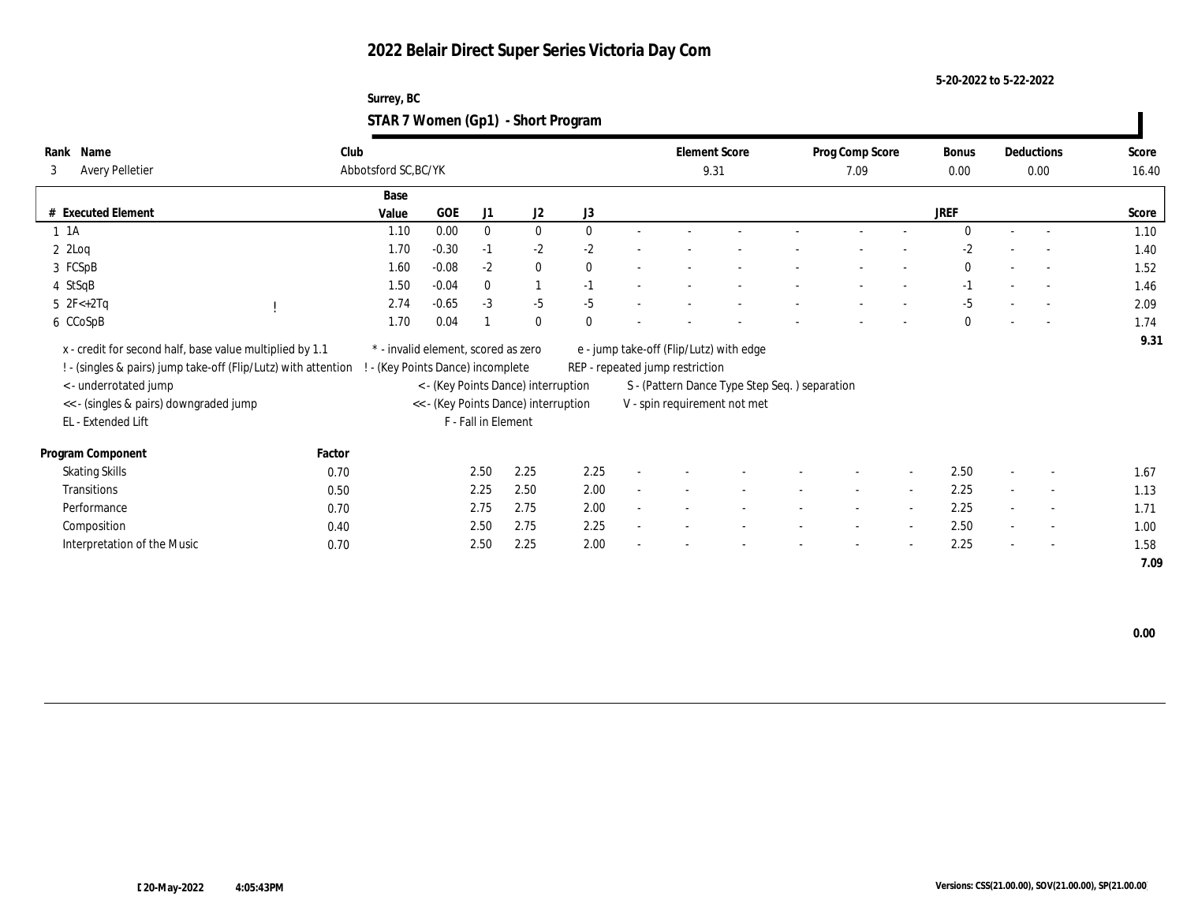# 2022 Belair Direct Super Series Victoria Day Com

5-20-2022 to 5-22-2022

Surrey, BC

## STAR 7 Women (Gp1) - Short Program

| Rank | Name | Club | Element Score | Prog Comp Score | Bonus | Deductions | Score |
|---|---|---|---|---|---|---|---|
| 3 | Avery Pelletier | Abbotsford SC,BC/YK | 9.31 | 7.09 | 0.00 | 0.00 | 16.40 |

| # | Executed Element | | Base Value | GOE | J1 | J2 | J3 | | | | | | | | JREF | | | Score |
|---|---|---|---|---|---|---|---|---|---|---|---|---|---|---|---|---|---|---|
| 1 | 1A | | 1.10 | 0.00 | 0 | 0 | 0 | - | - | - | - | - | - | - | 0 | - | - | 1.10 |
| 2 | 2Loq | | 1.70 | -0.30 | -1 | -2 | -2 | - | - | - | - | - | - | - | -2 | - | - | 1.40 |
| 3 | FCSpB | | 1.60 | -0.08 | -2 | 0 | 0 | - | - | - | - | - | - | - | 0 | - | - | 1.52 |
| 4 | StSqB | | 1.50 | -0.04 | 0 | 1 | -1 | - | - | - | - | - | - | - | -1 | - | - | 1.46 |
| 5 | 2F<+2Tq | ! | 2.74 | -0.65 | -3 | -5 | -5 | - | - | - | - | - | - | - | -5 | - | - | 2.09 |
| 6 | CCoSpB | | 1.70 | 0.04 | 1 | 0 | 0 | - | - | - | - | - | - | - | 0 | - | - | 1.74 |
| | | | | | | | | | | | | | | | | | | 9.31 |

x - credit for second half, base value multiplied by 1.1
! - (singles & pairs) jump take-off (Flip/Lutz) with attention
< - underrotated jump
<< - (singles & pairs) downgraded jump
EL - Extended Lift
* - invalid element, scored as zero
! - (Key Points Dance) incomplete
< - (Key Points Dance) interruption
<< - (Key Points Dance) interruption
F - Fall in Element
e - jump take-off (Flip/Lutz) with edge
REP - repeated jump restriction
S - (Pattern Dance Type Step Seq. ) separation
V - spin requirement not met

| Program Component | Factor | J1 | J2 | J3 | | | | | | | JREF | | | Score |
|---|---|---|---|---|---|---|---|---|---|---|---|---|---|---|
| Skating Skills | 0.70 | 2.50 | 2.25 | 2.25 | - | - | - | - | - | - | 2.50 | - | - | 1.67 |
| Transitions | 0.50 | 2.25 | 2.50 | 2.00 | - | - | - | - | - | - | 2.25 | - | - | 1.13 |
| Performance | 0.70 | 2.75 | 2.75 | 2.00 | - | - | - | - | - | - | 2.25 | - | - | 1.71 |
| Composition | 0.40 | 2.50 | 2.75 | 2.25 | - | - | - | - | - | - | 2.50 | - | - | 1.00 |
| Interpretation of the Music | 0.70 | 2.50 | 2.25 | 2.00 | - | - | - | - | - | - | 2.25 | - | - | 1.58 |
| | | | | | | | | | | | | | | 7.09 |

0.00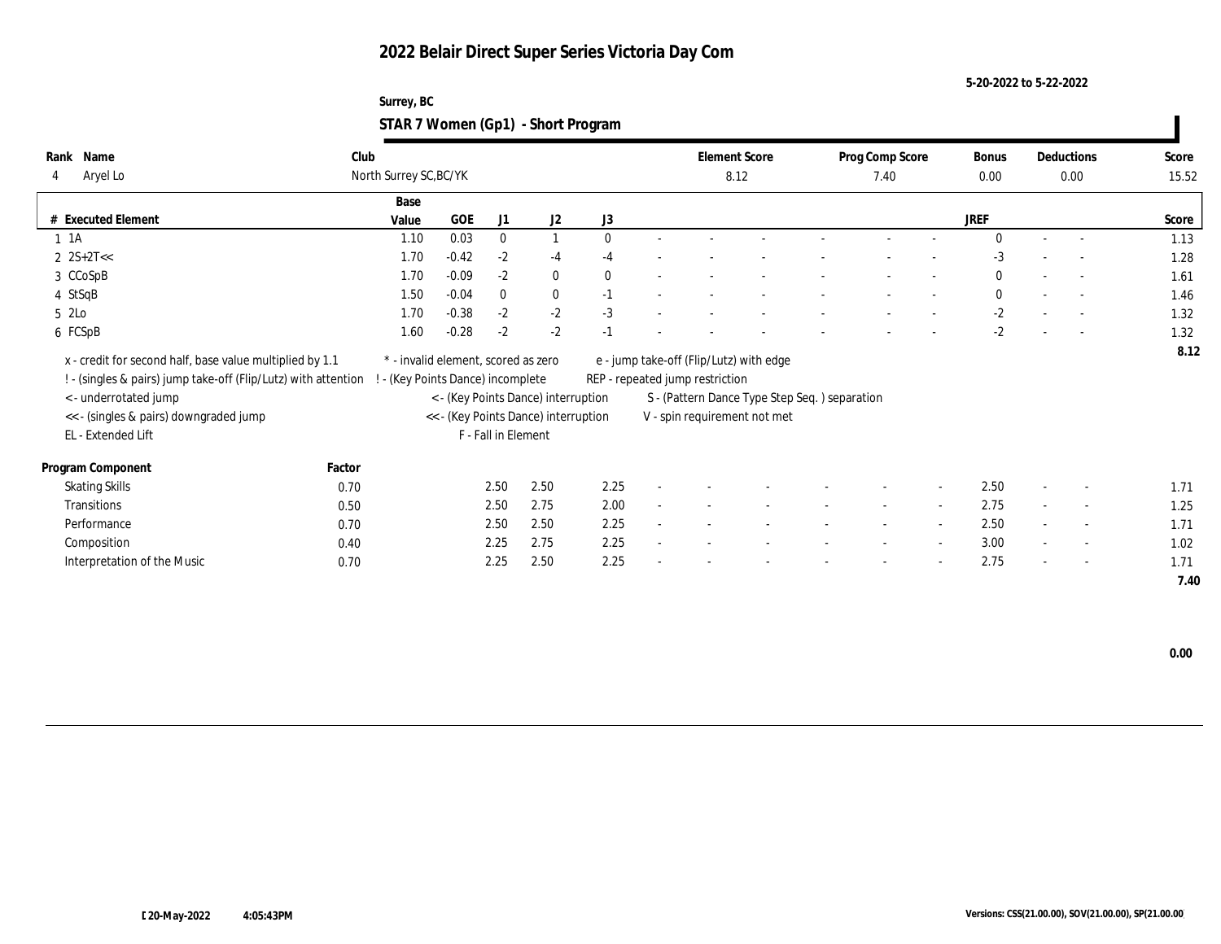# 2022 Belair Direct Super Series Victoria Day Com

5-20-2022 to 5-22-2022

Surrey, BC

## STAR 7 Women (Gp1) - Short Program

| Rank | Name | Club | Element Score | Prog Comp Score | Bonus | Deductions | Score |
|---|---|---|---|---|---|---|---|
| 4 | Aryel Lo | North Surrey SC,BC/YK | 8.12 | 7.40 | 0.00 | 0.00 | 15.52 |

| # | Executed Element | Base Value | GOE | J1 | J2 | J3 | | | | | | | | | JREF | | | Score |
|---|---|---|---|---|---|---|---|---|---|---|---|---|---|---|---|---|---|---|
| 1 | 1A | 1.10 | 0.03 | 0 | 1 | 0 | - | - | - | - | - | - | - | - | 0 | - | - | 1.13 |
| 2 | 2S+2T<< | 1.70 | -0.42 | -2 | -4 | -4 | - | - | - | - | - | - | - | - | -3 | - | - | 1.28 |
| 3 | CCoSpB | 1.70 | -0.09 | -2 | 0 | 0 | - | - | - | - | - | - | - | - | 0 | - | - | 1.61 |
| 4 | StSqB | 1.50 | -0.04 | 0 | 0 | -1 | - | - | - | - | - | - | - | - | 0 | - | - | 1.46 |
| 5 | 2Lo | 1.70 | -0.38 | -2 | -2 | -3 | - | - | - | - | - | - | - | - | -2 | - | - | 1.32 |
| 6 | FCSpB | 1.60 | -0.28 | -2 | -2 | -1 | - | - | - | - | - | - | - | - | -2 | - | - | 1.32 |
| | | | | | | | | | | | | | | | | | | 8.12 |

x - credit for second half, base value multiplied by 1.1
! - (singles & pairs) jump take-off (Flip/Lutz) with attention
< - underrotated jump
<< - (singles & pairs) downgraded jump
EL - Extended Lift
\* - invalid element, scored as zero
! - (Key Points Dance) incomplete
< - (Key Points Dance) interruption
<< - (Key Points Dance) interruption
F - Fall in Element
e - jump take-off (Flip/Lutz) with edge
REP - repeated jump restriction
S - (Pattern Dance Type Step Seq. ) separation
V - spin requirement not met

| Program Component | Factor | J1 | J2 | J3 | | | | | | | | | JREF | | | Score |
|---|---|---|---|---|---|---|---|---|---|---|---|---|---|---|---|---|
| Skating Skills | 0.70 | 2.50 | 2.50 | 2.25 | - | - | - | - | - | - | - | - | 2.50 | - | - | 1.71 |
| Transitions | 0.50 | 2.50 | 2.75 | 2.00 | - | - | - | - | - | - | - | - | 2.75 | - | - | 1.25 |
| Performance | 0.70 | 2.50 | 2.50 | 2.25 | - | - | - | - | - | - | - | - | 2.50 | - | - | 1.71 |
| Composition | 0.40 | 2.25 | 2.75 | 2.25 | - | - | - | - | - | - | - | - | 3.00 | - | - | 1.02 |
| Interpretation of the Music | 0.70 | 2.25 | 2.50 | 2.25 | - | - | - | - | - | - | - | - | 2.75 | - | - | 1.71 |
| | | | | | | | | | | | | | | | | 7.40 |

0.00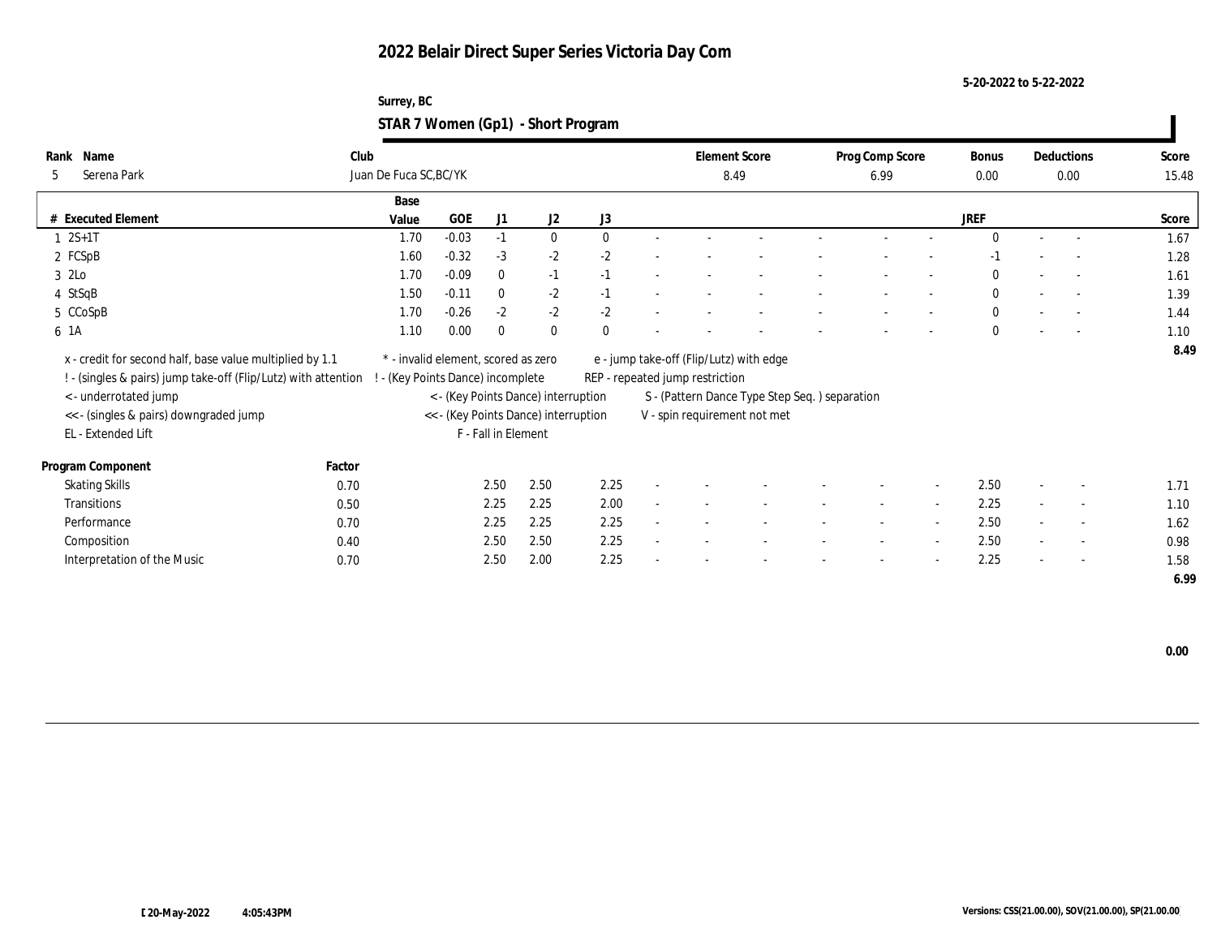# 2022 Belair Direct Super Series Victoria Day Com

5-20-2022 to 5-22-2022

Surrey, BC

## STAR 7 Women (Gp1) - Short Program

| Rank | Name | Club | Element Score | Prog Comp Score | Bonus | Deductions | Score |
|---|---|---|---|---|---|---|---|
| 5 | Serena Park | Juan De Fuca SC,BC/YK | 8.49 | 6.99 | 0.00 | 0.00 | 15.48 |

| # | Executed Element | Base Value | GOE | J1 | J2 | J3 | | | | | | | | | JREF | | | Score |
|---|---|---|---|---|---|---|---|---|---|---|---|---|---|---|---|---|---|---|
| 1 | 2S+1T | 1.70 | -0.03 | -1 | 0 | 0 | - | - | - | - | - | - | - | - | 0 | - | - | 1.67 |
| 2 | FCSpB | 1.60 | -0.32 | -3 | -2 | -2 | - | - | - | - | - | - | - | - | -1 | - | - | 1.28 |
| 3 | 2Lo | 1.70 | -0.09 | 0 | -1 | -1 | - | - | - | - | - | - | - | - | 0 | - | - | 1.61 |
| 4 | StSqB | 1.50 | -0.11 | 0 | -2 | -1 | - | - | - | - | - | - | - | - | 0 | - | - | 1.39 |
| 5 | CCoSpB | 1.70 | -0.26 | -2 | -2 | -2 | - | - | - | - | - | - | - | - | 0 | - | - | 1.44 |
| 6 | 1A | 1.10 | 0.00 | 0 | 0 | 0 | - | - | - | - | - | - | - | - | 0 | - | - | 1.10 |
| | | | | | | | | | | | | | | | | | | 8.49 |

x - credit for second half, base value multiplied by 1.1
! - (singles & pairs) jump take-off (Flip/Lutz) with attention
< - underrotated jump
<< - (singles & pairs) downgraded jump
EL - Extended Lift
* - invalid element, scored as zero
! - (Key Points Dance) incomplete
< - (Key Points Dance) interruption
<< - (Key Points Dance) interruption
F - Fall in Element
e - jump take-off (Flip/Lutz) with edge
REP - repeated jump restriction
S - (Pattern Dance Type Step Seq. ) separation
V - spin requirement not met

| Program Component | Factor | J1 | J2 | J3 | | | | | | | | | JREF | | | Score |
|---|---|---|---|---|---|---|---|---|---|---|---|---|---|---|---|---|
| Skating Skills | 0.70 | 2.50 | 2.50 | 2.25 | - | - | - | - | - | - | - | - | 2.50 | - | - | 1.71 |
| Transitions | 0.50 | 2.25 | 2.25 | 2.00 | - | - | - | - | - | - | - | - | 2.25 | - | - | 1.10 |
| Performance | 0.70 | 2.25 | 2.25 | 2.25 | - | - | - | - | - | - | - | - | 2.50 | - | - | 1.62 |
| Composition | 0.40 | 2.50 | 2.50 | 2.25 | - | - | - | - | - | - | - | - | 2.50 | - | - | 0.98 |
| Interpretation of the Music | 0.70 | 2.50 | 2.00 | 2.25 | - | - | - | - | - | - | - | - | 2.25 | - | - | 1.58 |
| | | | | | | | | | | | | | | | | 6.99 |

0.00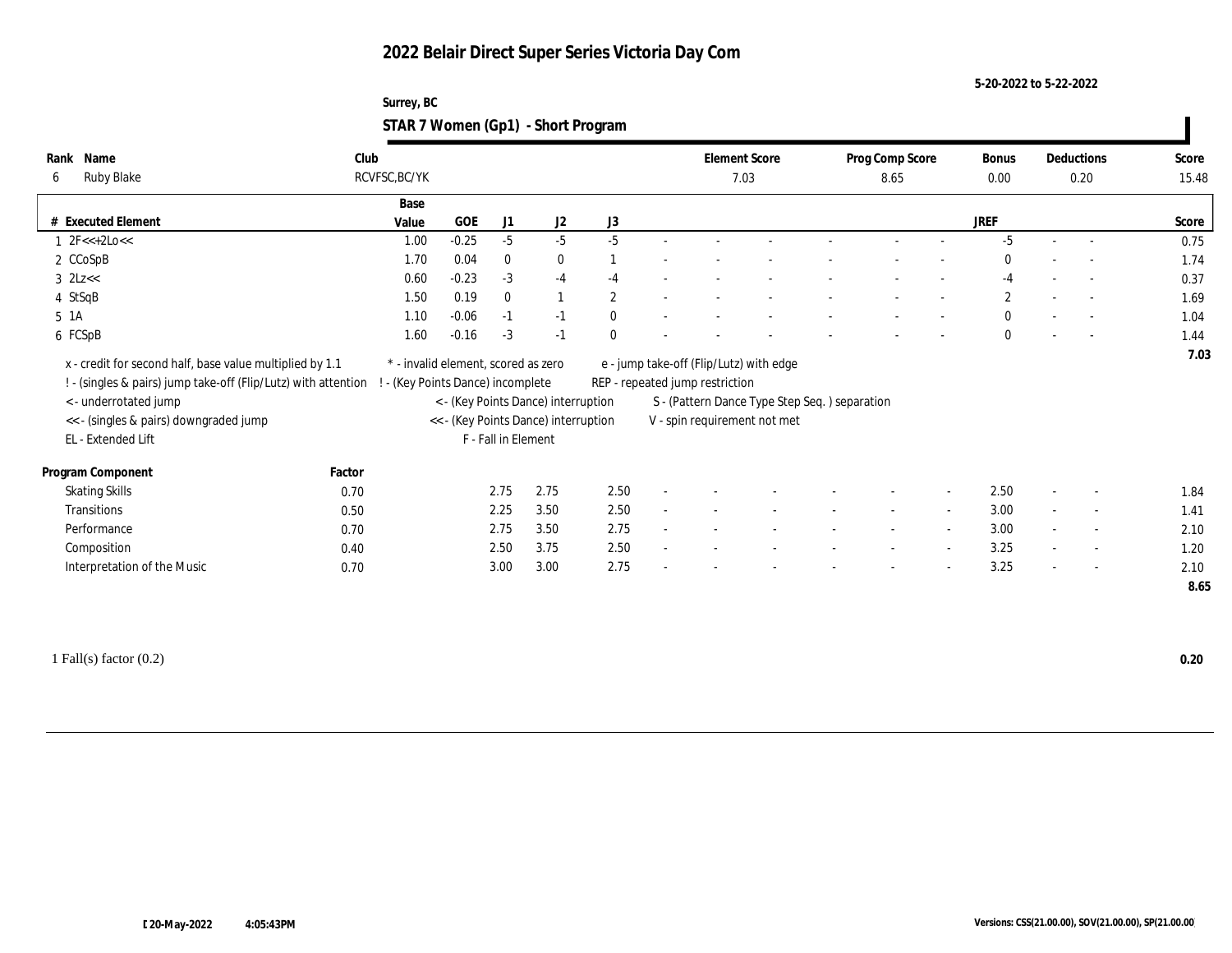# 2022 Belair Direct Super Series Victoria Day Com

5-20-2022 to 5-22-2022

Surrey, BC

## STAR 7 Women (Gp1) - Short Program

| Rank | Name | Club | Element Score | Prog Comp Score | Bonus | Deductions | Score |
|---|---|---|---|---|---|---|---|
| 6 | Ruby Blake | RCVFSC,BC/YK | 7.03 | 8.65 | 0.00 | 0.20 | 15.48 |

| # | Executed Element | Base Value | GOE | J1 | J2 | J3 | | | | | | | JREF | | | Score |
|---|---|---|---|---|---|---|---|---|---|---|---|---|---|---|---|---|
| 1 | 2F<<+2Lo<< | 1.00 | -0.25 | -5 | -5 | -5 | - | - | - | - | - | - | -5 | - | - | 0.75 |
| 2 | CCoSpB | 1.70 | 0.04 | 0 | 0 | 1 | - | - | - | - | - | - | 0 | - | - | 1.74 |
| 3 | 2Lz<< | 0.60 | -0.23 | -3 | -4 | -4 | - | - | - | - | - | - | -4 | - | - | 0.37 |
| 4 | StSqB | 1.50 | 0.19 | 0 | 1 | 2 | - | - | - | - | - | - | 2 | - | - | 1.69 |
| 5 | 1A | 1.10 | -0.06 | -1 | -1 | 0 | - | - | - | - | - | - | 0 | - | - | 1.04 |
| 6 | FCSpB | 1.60 | -0.16 | -3 | -1 | 0 | - | - | - | - | - | - | 0 | - | - | 1.44 |
| | | | | | | | | | | | | | | | | 7.03 |

x - credit for second half, base value multiplied by 1.1
! - (singles & pairs) jump take-off (Flip/Lutz) with attention
< - underrotated jump
<< - (singles & pairs) downgraded jump
EL - Extended Lift
* - invalid element, scored as zero
! - (Key Points Dance) incomplete
< - (Key Points Dance) interruption
<< - (Key Points Dance) interruption
F - Fall in Element
e - jump take-off (Flip/Lutz) with edge
REP - repeated jump restriction
S - (Pattern Dance Type Step Seq. ) separation
V - spin requirement not met

| Program Component | Factor | J1 | J2 | J3 | | | | | | | JREF | | | Score |
|---|---|---|---|---|---|---|---|---|---|---|---|---|---|---|
| Skating Skills | 0.70 | 2.75 | 2.75 | 2.50 | - | - | - | - | - | - | 2.50 | - | - | 1.84 |
| Transitions | 0.50 | 2.25 | 3.50 | 2.50 | - | - | - | - | - | - | 3.00 | - | - | 1.41 |
| Performance | 0.70 | 2.75 | 3.50 | 2.75 | - | - | - | - | - | - | 3.00 | - | - | 2.10 |
| Composition | 0.40 | 2.50 | 3.75 | 2.50 | - | - | - | - | - | - | 3.25 | - | - | 1.20 |
| Interpretation of the Music | 0.70 | 3.00 | 3.00 | 2.75 | - | - | - | - | - | - | 3.25 | - | - | 2.10 |
| | | | | | | | | | | | | | | 8.65 |

1 Fall(s) factor (0.2) 0.20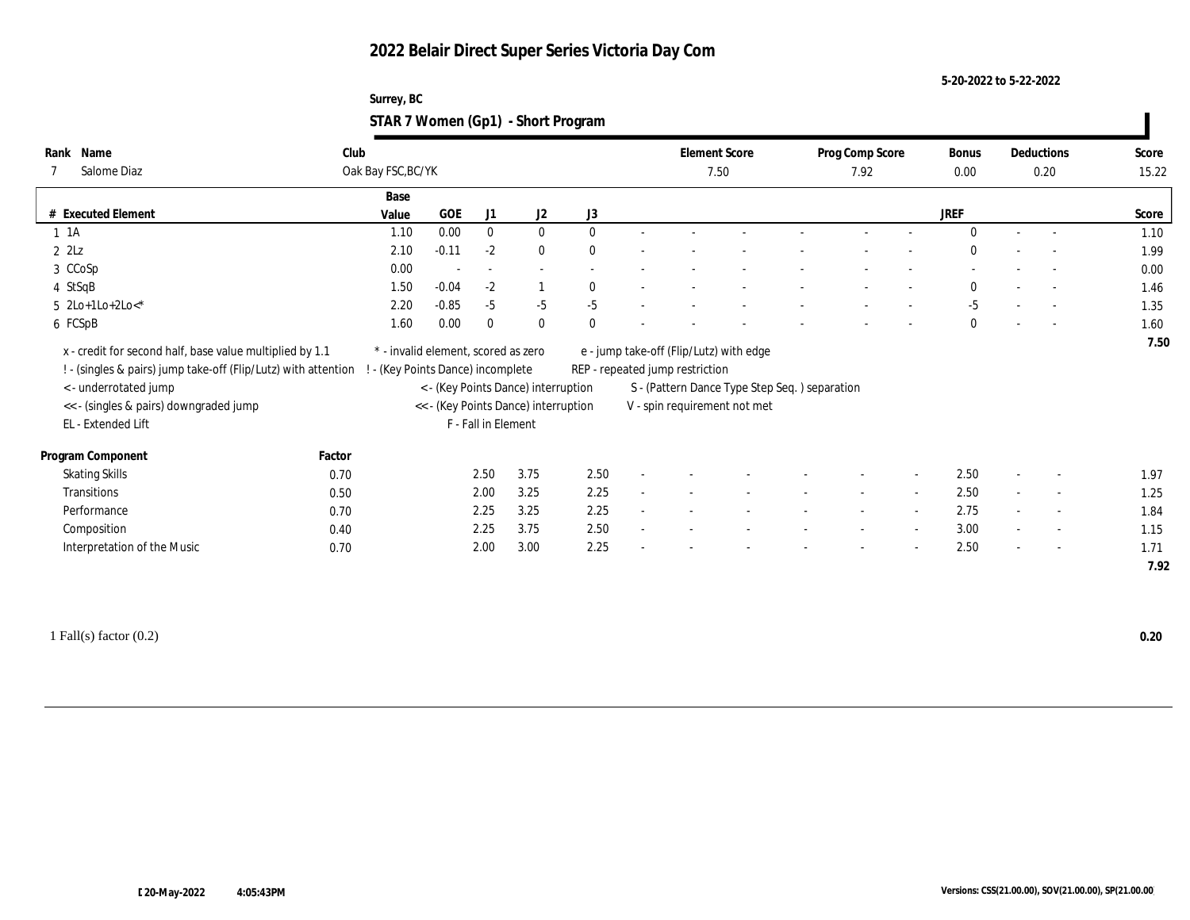# 2022 Belair Direct Super Series Victoria Day Com

5-20-2022 to 5-22-2022

Surrey, BC

## STAR 7 Women (Gp1) - Short Program

| Rank | Name | Club | Element Score | Prog Comp Score | Bonus | Deductions | Score |
|---|---|---|---|---|---|---|---|
| 7 | Salome Diaz | Oak Bay FSC,BC/YK | 7.50 | 7.92 | 0.00 | 0.20 | 15.22 |

| # | Executed Element | Base Value | GOE | J1 | J2 | J3 | | | | | | | | | JREF | | | Score |
|---|---|---|---|---|---|---|---|---|---|---|---|---|---|---|---|---|---|---|
| 1 | 1A | 1.10 | 0.00 | 0 | 0 | 0 | - | - | - | - | - | - | - | - | 0 | - | - | 1.10 |
| 2 | 2Lz | 2.10 | -0.11 | -2 | 0 | 0 | - | - | - | - | - | - | - | - | 0 | - | - | 1.99 |
| 3 | CCoSp | 0.00 | - | - | - | - | - | - | - | - | - | - | - | - | - | - | - | 0.00 |
| 4 | StSqB | 1.50 | -0.04 | -2 | 1 | 0 | - | - | - | - | - | - | - | - | 0 | - | - | 1.46 |
| 5 | 2Lo+1Lo+2Lo<* | 2.20 | -0.85 | -5 | -5 | -5 | - | - | - | - | - | - | - | - | -5 | - | - | 1.35 |
| 6 | FCSpB | 1.60 | 0.00 | 0 | 0 | 0 | - | - | - | - | - | - | - | - | 0 | - | - | 1.60 |
| | | | | | | | | | | | | | | | | | | 7.50 |

x - credit for second half, base value multiplied by 1.1
! - (singles & pairs) jump take-off (Flip/Lutz) with attention
< - underrotated jump
<< - (singles & pairs) downgraded jump
EL - Extended Lift
* - invalid element, scored as zero
! - (Key Points Dance) incomplete
< - (Key Points Dance) interruption
<< - (Key Points Dance) interruption
F - Fall in Element
e - jump take-off (Flip/Lutz) with edge
REP - repeated jump restriction
S - (Pattern Dance Type Step Seq. ) separation
V - spin requirement not met

| Program Component | Factor | J1 | J2 | J3 | | | | | | | | | JREF | | | Score |
|---|---|---|---|---|---|---|---|---|---|---|---|---|---|---|---|---|
| Skating Skills | 0.70 | 2.50 | 3.75 | 2.50 | - | - | - | - | - | - | - | - | 2.50 | - | - | 1.97 |
| Transitions | 0.50 | 2.00 | 3.25 | 2.25 | - | - | - | - | - | - | - | - | 2.50 | - | - | 1.25 |
| Performance | 0.70 | 2.25 | 3.25 | 2.25 | - | - | - | - | - | - | - | - | 2.75 | - | - | 1.84 |
| Composition | 0.40 | 2.25 | 3.75 | 2.50 | - | - | - | - | - | - | - | - | 3.00 | - | - | 1.15 |
| Interpretation of the Music | 0.70 | 2.00 | 3.00 | 2.25 | - | - | - | - | - | - | - | - | 2.50 | - | - | 1.71 |
| | | | | | | | | | | | | | | | | 7.92 |

1 Fall(s) factor (0.2) **0.20**

[ 20-May-2022 4:05:43PM

Versions: CSS(21.00.00), SOV(21.00.00), SP(21.00.00)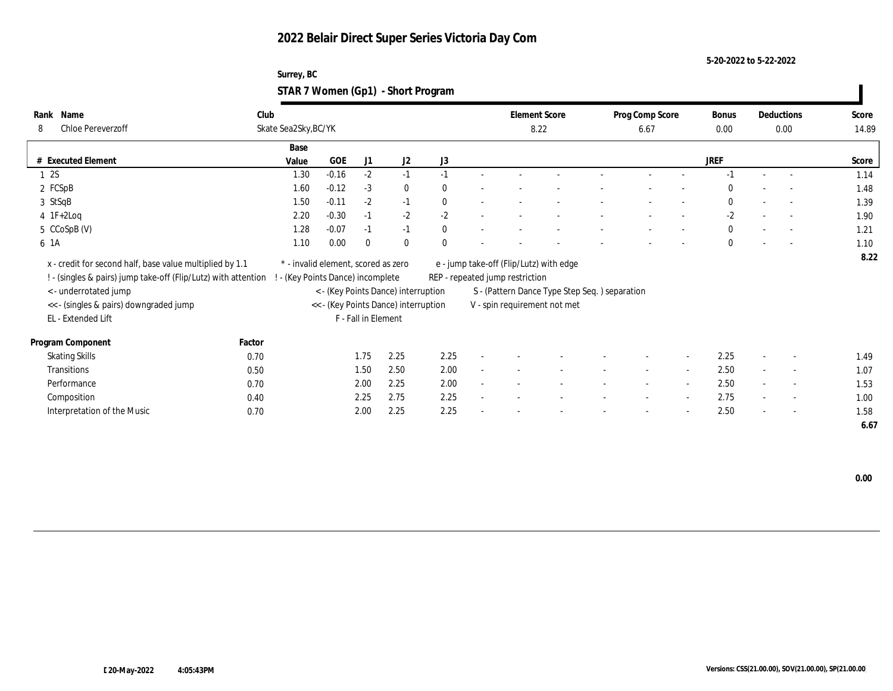# 2022 Belair Direct Super Series Victoria Day Com

5-20-2022 to 5-22-2022

Surrey, BC

## STAR 7 Women (Gp1) - Short Program

| Rank | Name | Club | Element Score | Prog Comp Score | Bonus | Deductions | Score |
|---|---|---|---|---|---|---|---|
| 8 | Chloe Pereverzoff | Skate Sea2Sky,BC/YK | 8.22 | 6.67 | 0.00 | 0.00 | 14.89 |

| # | Executed Element | Base Value | GOE | J1 | J2 | J3 | | | | | | | | | JREF | | | Score |
|---|---|---|---|---|---|---|---|---|---|---|---|---|---|---|---|---|---|---|
| 1 | 2S | 1.30 | -0.16 | -2 | -1 | -1 | - | - | - | - | - | - | - | - | -1 | - | - | 1.14 |
| 2 | FCSpB | 1.60 | -0.12 | -3 | 0 | 0 | - | - | - | - | - | - | - | - | 0 | - | - | 1.48 |
| 3 | StSqB | 1.50 | -0.11 | -2 | -1 | 0 | - | - | - | - | - | - | - | - | 0 | - | - | 1.39 |
| 4 | 1F+2Loq | 2.20 | -0.30 | -1 | -2 | -2 | - | - | - | - | - | - | - | - | -2 | - | - | 1.90 |
| 5 | CCoSpB (V) | 1.28 | -0.07 | -1 | -1 | 0 | - | - | - | - | - | - | - | - | 0 | - | - | 1.21 |
| 6 | 1A | 1.10 | 0.00 | 0 | 0 | 0 | - | - | - | - | - | - | - | - | 0 | - | - | 1.10 |
| | | | | | | | | | | | | | | | | | | 8.22 |

x - credit for second half, base value multiplied by 1.1
! - (singles & pairs) jump take-off (Flip/Lutz) with attention
< - underrotated jump
<< - (singles & pairs) downgraded jump
EL - Extended Lift
* - invalid element, scored as zero
! - (Key Points Dance) incomplete
< - (Key Points Dance) interruption
<< - (Key Points Dance) interruption
F - Fall in Element
e - jump take-off (Flip/Lutz) with edge
REP - repeated jump restriction
S - (Pattern Dance Type Step Seq. ) separation
V - spin requirement not met

| Program Component | Factor | J1 | J2 | J3 | | | | | | | | | JREF | | | Score |
|---|---|---|---|---|---|---|---|---|---|---|---|---|---|---|---|---|
| Skating Skills | 0.70 | 1.75 | 2.25 | 2.25 | - | - | - | - | - | - | - | - | 2.25 | - | - | 1.49 |
| Transitions | 0.50 | 1.50 | 2.50 | 2.00 | - | - | - | - | - | - | - | - | 2.50 | - | - | 1.07 |
| Performance | 0.70 | 2.00 | 2.25 | 2.00 | - | - | - | - | - | - | - | - | 2.50 | - | - | 1.53 |
| Composition | 0.40 | 2.25 | 2.75 | 2.25 | - | - | - | - | - | - | - | - | 2.75 | - | - | 1.00 |
| Interpretation of the Music | 0.70 | 2.00 | 2.25 | 2.25 | - | - | - | - | - | - | - | - | 2.50 | - | - | 1.58 |
| | | | | | | | | | | | | | | | | 6.67 |

0.00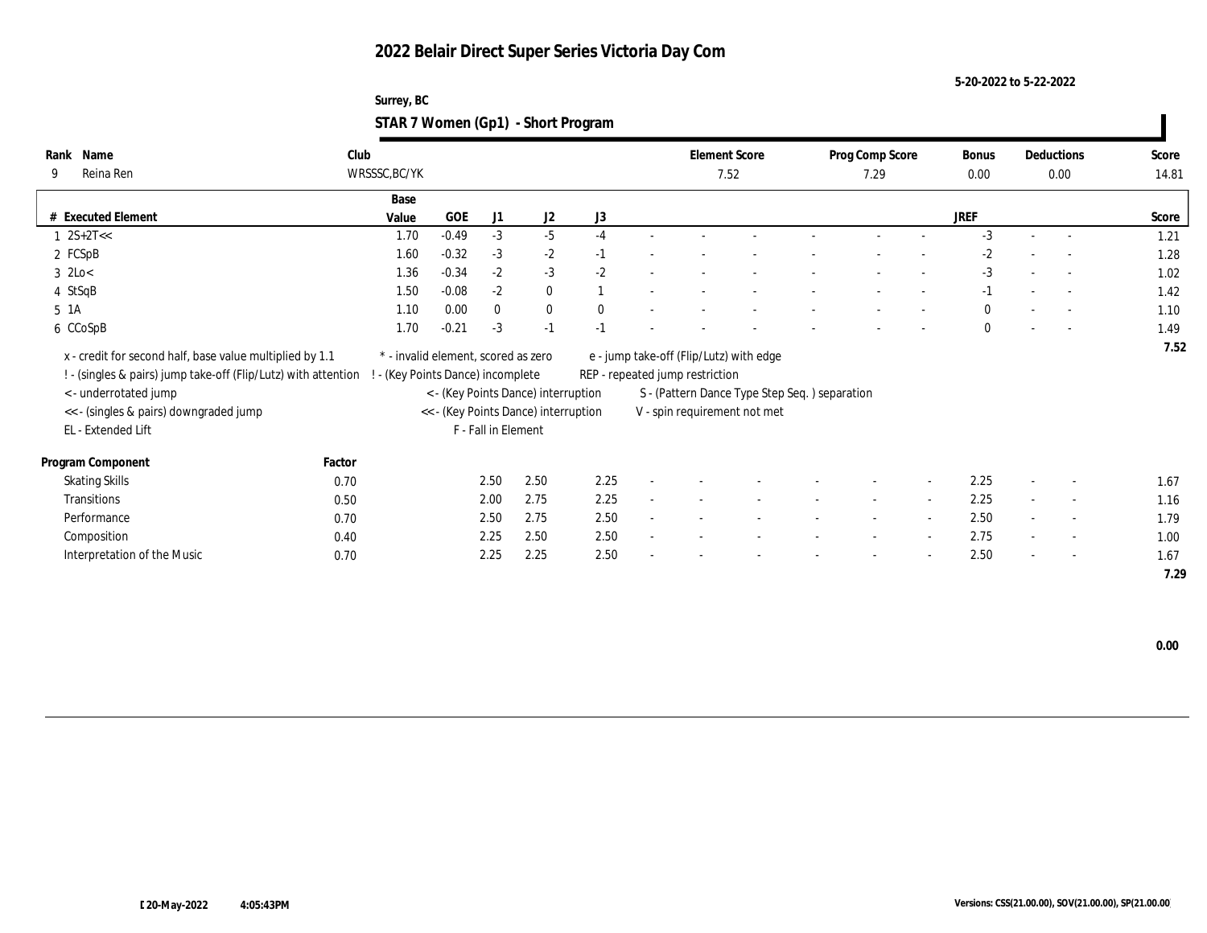# 2022 Belair Direct Super Series Victoria Day Com

5-20-2022 to 5-22-2022

Surrey, BC

## STAR 7 Women (Gp1) - Short Program

| Rank | Name | Club | Element Score | Prog Comp Score | Bonus | Deductions | Score |
|---|---|---|---|---|---|---|---|
| 9 | Reina Ren | WRSSSC,BC/YK | 7.52 | 7.29 | 0.00 | 0.00 | 14.81 |

| # | Executed Element | Base Value | GOE | J1 | J2 | J3 | | | | | | | JREF | | | Score |
|---|---|---|---|---|---|---|---|---|---|---|---|---|---|---|---|---|
| 1 | 2S+2T<< | 1.70 | -0.49 | -3 | -5 | -4 | - | - | - | - | - | - | -3 | - | - | 1.21 |
| 2 | FCSpB | 1.60 | -0.32 | -3 | -2 | -1 | - | - | - | - | - | - | -2 | - | - | 1.28 |
| 3 | 2Lo< | 1.36 | -0.34 | -2 | -3 | -2 | - | - | - | - | - | - | -3 | - | - | 1.02 |
| 4 | StSqB | 1.50 | -0.08 | -2 | 0 | 1 | - | - | - | - | - | - | -1 | - | - | 1.42 |
| 5 | 1A | 1.10 | 0.00 | 0 | 0 | 0 | - | - | - | - | - | - | 0 | - | - | 1.10 |
| 6 | CCoSpB | 1.70 | -0.21 | -3 | -1 | -1 | - | - | - | - | - | - | 0 | - | - | 1.49 |
| | | | | | | | | | | | | | | | | 7.52 |

x - credit for second half, base value multiplied by 1.1
! - (singles & pairs) jump take-off (Flip/Lutz) with attention
< - underrotated jump
<< - (singles & pairs) downgraded jump
EL - Extended Lift
* - invalid element, scored as zero
! - (Key Points Dance) incomplete
< - (Key Points Dance) interruption
<< - (Key Points Dance) interruption
F - Fall in Element
e - jump take-off (Flip/Lutz) with edge
REP - repeated jump restriction
S - (Pattern Dance Type Step Seq. ) separation
V - spin requirement not met

| Program Component | Factor | J1 | J2 | J3 | | | | | | | JREF | | | Score |
|---|---|---|---|---|---|---|---|---|---|---|---|---|---|---|
| Skating Skills | 0.70 | 2.50 | 2.50 | 2.25 | - | - | - | - | - | - | 2.25 | - | - | 1.67 |
| Transitions | 0.50 | 2.00 | 2.75 | 2.25 | - | - | - | - | - | - | 2.25 | - | - | 1.16 |
| Performance | 0.70 | 2.50 | 2.75 | 2.50 | - | - | - | - | - | - | 2.50 | - | - | 1.79 |
| Composition | 0.40 | 2.25 | 2.50 | 2.50 | - | - | - | - | - | - | 2.75 | - | - | 1.00 |
| Interpretation of the Music | 0.70 | 2.25 | 2.25 | 2.50 | - | - | - | - | - | - | 2.50 | - | - | 1.67 |
| | | | | | | | | | | | | | | 7.29 |

0.00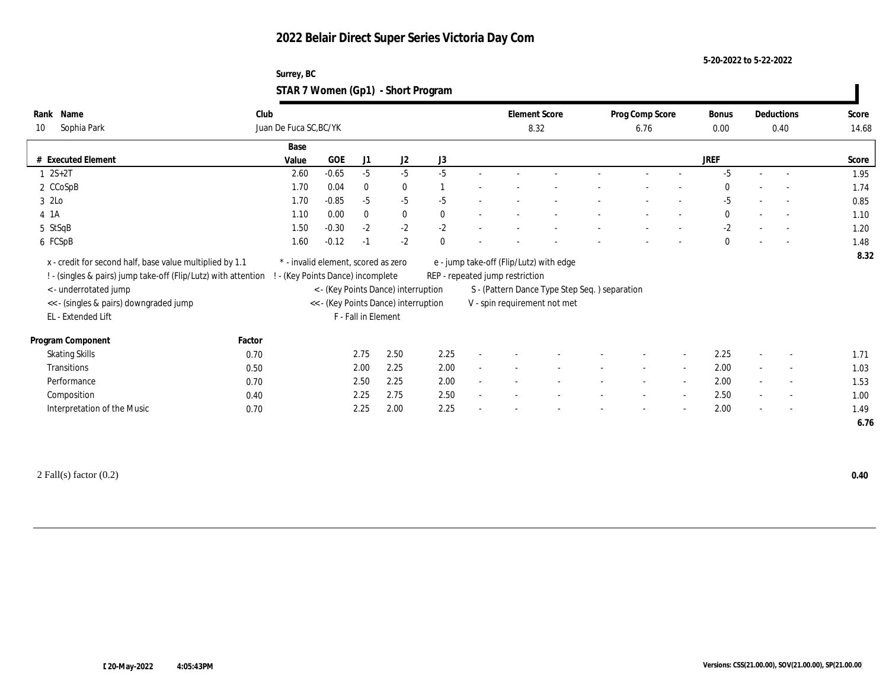# 2022 Belair Direct Super Series Victoria Day Com

5-20-2022 to 5-22-2022

Surrey, BC

## STAR 7 Women (Gp1) - Short Program

| Rank | Name | Club | Element Score | Prog Comp Score | Bonus | Deductions | Score |
|---|---|---|---|---|---|---|---|
| 10 | Sophia Park | Juan De Fuca SC,BC/YK | 8.32 | 6.76 | 0.00 | 0.40 | 14.68 |

| # | Executed Element | Base Value | GOE | J1 | J2 | J3 | | | | | | | | | JREF | | | Score |
|---|---|---|---|---|---|---|---|---|---|---|---|---|---|---|---|---|---|---|
| 1 | 2S+2T | 2.60 | -0.65 | -5 | -5 | -5 | - | - | - | - | - | - | - | | -5 | - | - | 1.95 |
| 2 | CCoSpB | 1.70 | 0.04 | 0 | 0 | 1 | - | - | - | - | - | - | - | | 0 | - | - | 1.74 |
| 3 | 2Lo | 1.70 | -0.85 | -5 | -5 | -5 | - | - | - | - | - | - | - | | -5 | - | - | 0.85 |
| 4 | 1A | 1.10 | 0.00 | 0 | 0 | 0 | - | - | - | - | - | - | - | | 0 | - | - | 1.10 |
| 5 | StSqB | 1.50 | -0.30 | -2 | -2 | -2 | - | - | - | - | - | - | - | | -2 | - | - | 1.20 |
| 6 | FCSpB | 1.60 | -0.12 | -1 | -2 | 0 | - | - | - | - | - | - | - | | 0 | - | - | 1.48 |
| | | | | | | | | | | | | | | | | | | 8.32 |

x - credit for second half, base value multiplied by 1.1
! - (singles & pairs) jump take-off (Flip/Lutz) with attention
< - underrotated jump
<< - (singles & pairs) downgraded jump
EL - Extended Lift
\* - invalid element, scored as zero
! - (Key Points Dance) incomplete
< - (Key Points Dance) interruption
<< - (Key Points Dance) interruption
F - Fall in Element
e - jump take-off (Flip/Lutz) with edge
REP - repeated jump restriction
S - (Pattern Dance Type Step Seq. ) separation
V - spin requirement not met

| Program Component | Factor | J1 | J2 | J3 | | | | | | | | | JREF | | | Score |
|---|---|---|---|---|---|---|---|---|---|---|---|---|---|---|---|---|
| Skating Skills | 0.70 | 2.75 | 2.50 | 2.25 | - | - | - | - | - | - | - | | 2.25 | - | - | 1.71 |
| Transitions | 0.50 | 2.00 | 2.25 | 2.00 | - | - | - | - | - | - | - | | 2.00 | - | - | 1.03 |
| Performance | 0.70 | 2.50 | 2.25 | 2.00 | - | - | - | - | - | - | - | | 2.00 | - | - | 1.53 |
| Composition | 0.40 | 2.25 | 2.75 | 2.50 | - | - | - | - | - | - | - | | 2.50 | - | - | 1.00 |
| Interpretation of the Music | 0.70 | 2.25 | 2.00 | 2.25 | - | - | - | - | - | - | - | | 2.00 | - | - | 1.49 |
| | | | | | | | | | | | | | | | | 6.76 |

2 Fall(s) factor (0.2) **0.40**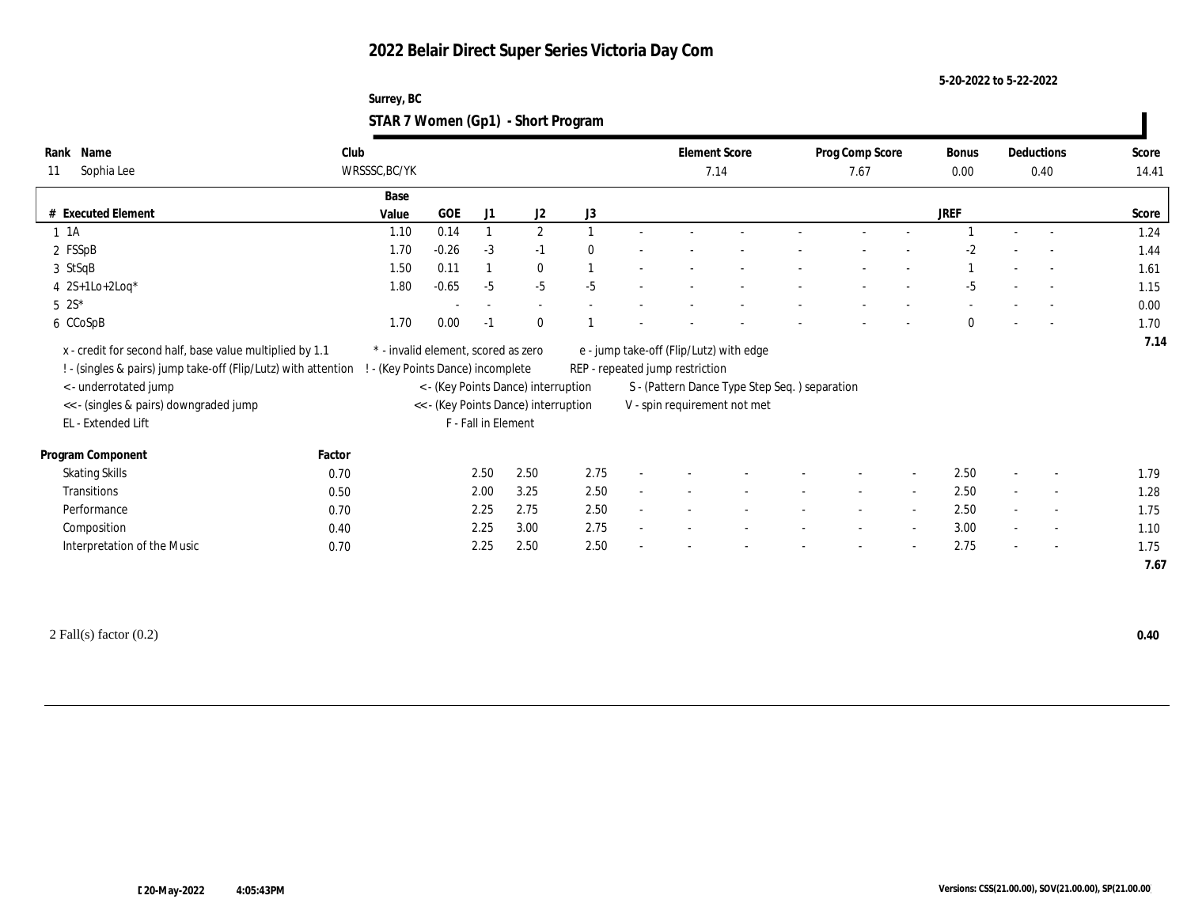# 2022 Belair Direct Super Series Victoria Day Com

5-20-2022 to 5-22-2022

Surrey, BC

## STAR 7 Women (Gp1) - Short Program

| Rank | Name | Club | Element Score | Prog Comp Score | Bonus | Deductions | Score |
|---|---|---|---|---|---|---|---|
| 11 | Sophia Lee | WRSSSC,BC/YK | 7.14 | 7.67 | 0.00 | 0.40 | 14.41 |

| # | Executed Element | Base Value | GOE | J1 | J2 | J3 | | | | | | | | | JREF | | | Score |
|---|---|---|---|---|---|---|---|---|---|---|---|---|---|---|---|---|---|---|
| 1 | 1A | 1.10 | 0.14 | 1 | 2 | 1 | - | - | - | - | - | - | 1 | - | - | 1.24 |
| 2 | FSSpB | 1.70 | -0.26 | -3 | -1 | 0 | - | - | - | - | - | - | -2 | - | - | 1.44 |
| 3 | StSqB | 1.50 | 0.11 | 1 | 0 | 1 | - | - | - | - | - | - | 1 | - | - | 1.61 |
| 4 | 2S+1Lo+2Loq* | 1.80 | -0.65 | -5 | -5 | -5 | - | - | - | - | - | - | -5 | - | - | 1.15 |
| 5 | 2S* | | - | - | - | - | - | - | - | - | - | - | - | - | - | 0.00 |
| 6 | CCoSpB | 1.70 | 0.00 | -1 | 0 | 1 | - | - | - | - | - | - | 0 | - | - | 1.70 |
| | | | | | | | | | | | | | | | | 7.14 |

x - credit for second half, base value multiplied by 1.1
! - (singles & pairs) jump take-off (Flip/Lutz) with attention
< - underrotated jump
<< - (singles & pairs) downgraded jump
EL - Extended Lift
* - invalid element, scored as zero
! - (Key Points Dance) incomplete
< - (Key Points Dance) interruption
<< - (Key Points Dance) interruption
F - Fall in Element
e - jump take-off (Flip/Lutz) with edge
REP - repeated jump restriction
S - (Pattern Dance Type Step Seq. ) separation
V - spin requirement not met

| Program Component | Factor | J1 | J2 | J3 | | | | | | | JREF | | | Score |
|---|---|---|---|---|---|---|---|---|---|---|---|---|---|---|
| Skating Skills | 0.70 | 2.50 | 2.50 | 2.75 | - | - | - | - | - | - | 2.50 | - | - | 1.79 |
| Transitions | 0.50 | 2.00 | 3.25 | 2.50 | - | - | - | - | - | - | 2.50 | - | - | 1.28 |
| Performance | 0.70 | 2.25 | 2.75 | 2.50 | - | - | - | - | - | - | 2.50 | - | - | 1.75 |
| Composition | 0.40 | 2.25 | 3.00 | 2.75 | - | - | - | - | - | - | 3.00 | - | - | 1.10 |
| Interpretation of the Music | 0.70 | 2.25 | 2.50 | 2.50 | - | - | - | - | - | - | 2.75 | - | - | 1.75 |
| | | | | | | | | | | | | | | 7.67 |

2 Fall(s) factor (0.2) **0.40**

[ 20-May-2022 4:05:43PM

Versions: CSS(21.00.00), SOV(21.00.00), SP(21.00.00)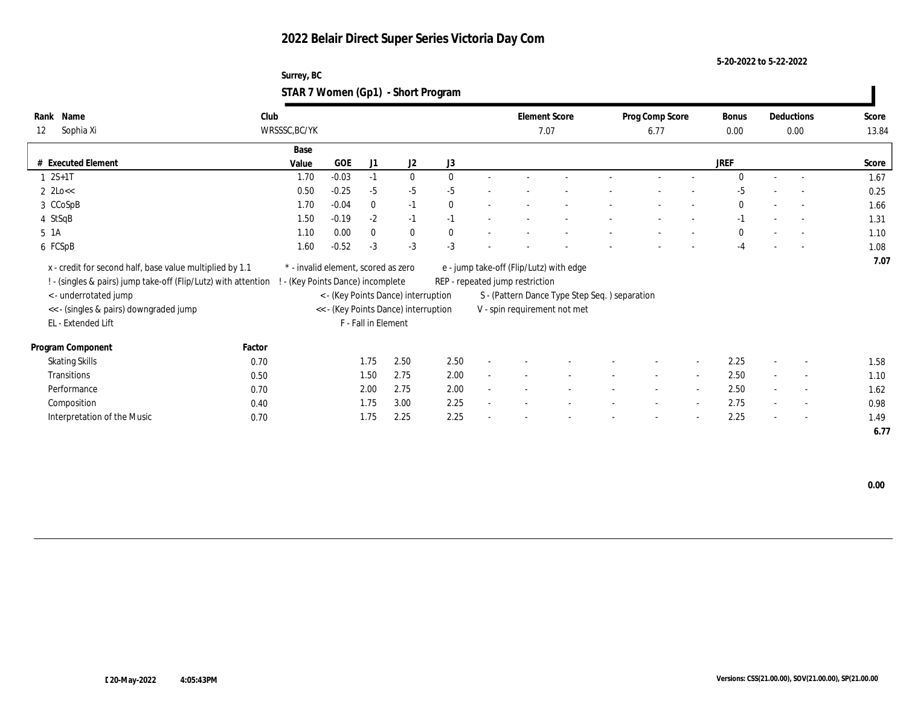# 2022 Belair Direct Super Series Victoria Day Com

5-20-2022 to 5-22-2022

Surrey, BC

## STAR 7 Women (Gp1) - Short Program

| Rank | Name | Club | Element Score | Prog Comp Score | Bonus | Deductions | Score |
|---|---|---|---|---|---|---|---|
| 12 | Sophia Xi | WRSSSC,BC/YK | 7.07 | 6.77 | 0.00 | 0.00 | 13.84 |

| # | Executed Element | Base Value | GOE | J1 | J2 | J3 | | | | | | | JREF | | | Score |
|---|---|---|---|---|---|---|---|---|---|---|---|---|---|---|---|---|
| 1 | 2S+1T | 1.70 | -0.03 | -1 | 0 | 0 | - | - | - | - | - | - | 0 | - | - | 1.67 |
| 2 | 2Lo<< | 0.50 | -0.25 | -5 | -5 | -5 | - | - | - | - | - | - | -5 | - | - | 0.25 |
| 3 | CCoSpB | 1.70 | -0.04 | 0 | -1 | 0 | - | - | - | - | - | - | 0 | - | - | 1.66 |
| 4 | StSqB | 1.50 | -0.19 | -2 | -1 | -1 | - | - | - | - | - | - | -1 | - | - | 1.31 |
| 5 | 1A | 1.10 | 0.00 | 0 | 0 | 0 | - | - | - | - | - | - | 0 | - | - | 1.10 |
| 6 | FCSpB | 1.60 | -0.52 | -3 | -3 | -3 | - | - | - | - | - | - | -4 | - | - | 1.08 |
| | | | | | | | | | | | | | | | | 7.07 |

x - credit for second half, base value multiplied by 1.1
! - (singles & pairs) jump take-off (Flip/Lutz) with attention
< - underrotated jump
<< - (singles & pairs) downgraded jump
EL - Extended Lift
* - invalid element, scored as zero
! - (Key Points Dance) incomplete
< - (Key Points Dance) interruption
<< - (Key Points Dance) interruption
F - Fall in Element
e - jump take-off (Flip/Lutz) with edge
REP - repeated jump restriction
S - (Pattern Dance Type Step Seq. ) separation
V - spin requirement not met

| Program Component | Factor | J1 | J2 | J3 | | | | | | | JREF | | | Score |
|---|---|---|---|---|---|---|---|---|---|---|---|---|---|---|
| Skating Skills | 0.70 | 1.75 | 2.50 | 2.50 | - | - | - | - | - | - | 2.25 | - | - | 1.58 |
| Transitions | 0.50 | 1.50 | 2.75 | 2.00 | - | - | - | - | - | - | 2.50 | - | - | 1.10 |
| Performance | 0.70 | 2.00 | 2.75 | 2.00 | - | - | - | - | - | - | 2.50 | - | - | 1.62 |
| Composition | 0.40 | 1.75 | 3.00 | 2.25 | - | - | - | - | - | - | 2.75 | - | - | 0.98 |
| Interpretation of the Music | 0.70 | 1.75 | 2.25 | 2.25 | - | - | - | - | - | - | 2.25 | - | - | 1.49 |
| | | | | | | | | | | | | | | 6.77 |

0.00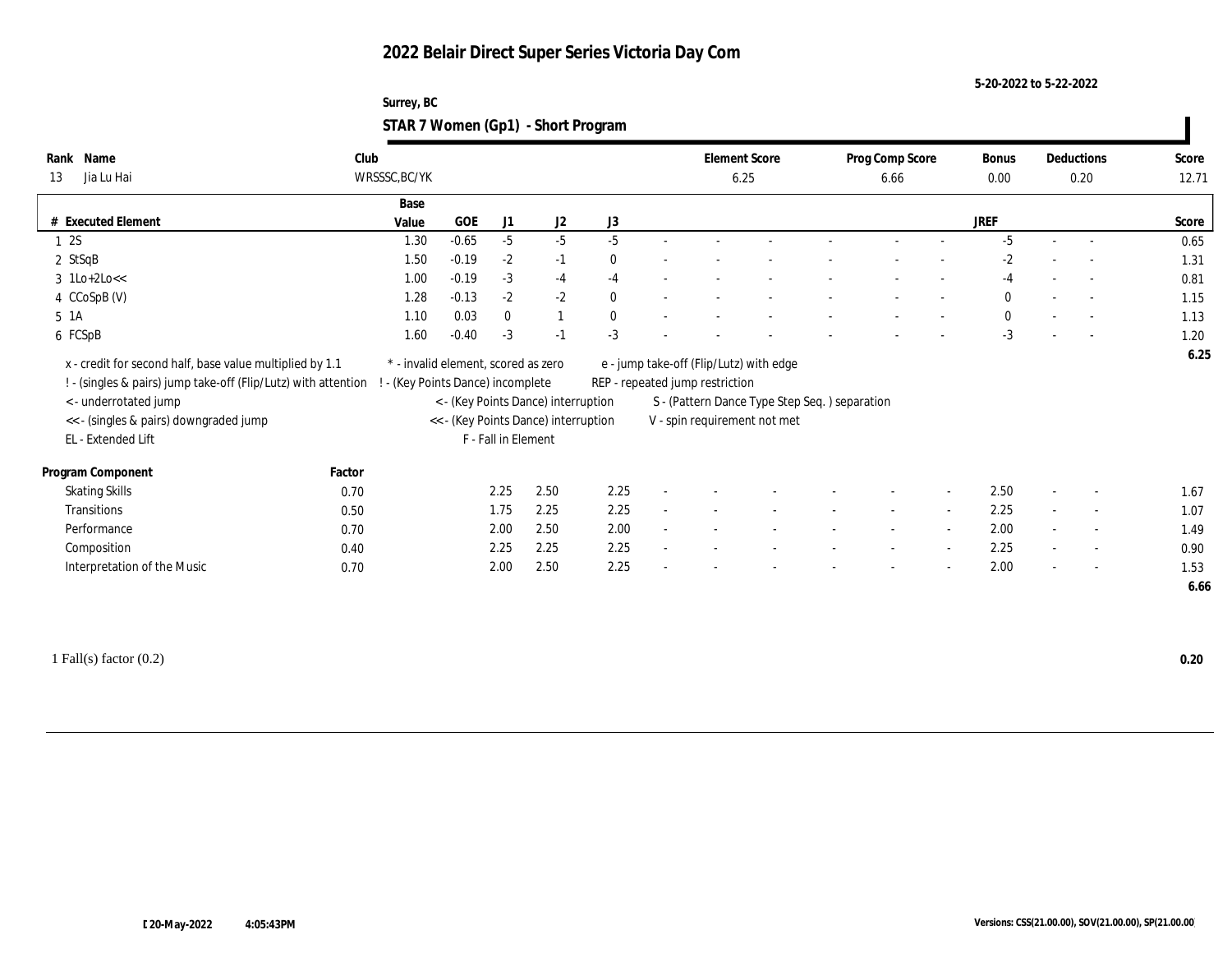# 2022 Belair Direct Super Series Victoria Day Com

5-20-2022 to 5-22-2022

Surrey, BC

## STAR 7 Women (Gp1) - Short Program

| Rank | Name | Club | Element Score | Prog Comp Score | Bonus | Deductions | Score |
|---|---|---|---|---|---|---|---|
| 13 | Jia Lu Hai | WRSSSC,BC/YK | 6.25 | 6.66 | 0.00 | 0.20 | 12.71 |

| # | Executed Element | Base Value | GOE | J1 | J2 | J3 | | | | | | | | | JREF | | | Score |
|---|---|---|---|---|---|---|---|---|---|---|---|---|---|---|---|---|---|---|
| 1 | 2S | 1.30 | -0.65 | -5 | -5 | -5 | - | - | - | - | - | - | - | - | -5 | - | - | 0.65 |
| 2 | StSqB | 1.50 | -0.19 | -2 | -1 | 0 | - | - | - | - | - | - | - | - | -2 | - | - | 1.31 |
| 3 | 1Lo+2Lo<< | 1.00 | -0.19 | -3 | -4 | -4 | - | - | - | - | - | - | - | - | -4 | - | - | 0.81 |
| 4 | CCoSpB (V) | 1.28 | -0.13 | -2 | -2 | 0 | - | - | - | - | - | - | - | - | 0 | - | - | 1.15 |
| 5 | 1A | 1.10 | 0.03 | 0 | 1 | 0 | - | - | - | - | - | - | - | - | 0 | - | - | 1.13 |
| 6 | FCSpB | 1.60 | -0.40 | -3 | -1 | -3 | - | - | - | - | - | - | - | - | -3 | - | - | 1.20 |
| | | | | | | | | | | | | | | | | | | 6.25 |

x - credit for second half, base value multiplied by 1.1
! - (singles & pairs) jump take-off (Flip/Lutz) with attention
< - underrotated jump
<< - (singles & pairs) downgraded jump
EL - Extended Lift
* - invalid element, scored as zero
! - (Key Points Dance) incomplete
< - (Key Points Dance) interruption
<< - (Key Points Dance) interruption
F - Fall in Element
e - jump take-off (Flip/Lutz) with edge
REP - repeated jump restriction
S - (Pattern Dance Type Step Seq. ) separation
V - spin requirement not met

| Program Component | Factor | J1 | J2 | J3 | | | | | | | | | JREF | | | Score |
|---|---|---|---|---|---|---|---|---|---|---|---|---|---|---|---|---|
| Skating Skills | 0.70 | 2.25 | 2.50 | 2.25 | - | - | - | - | - | - | - | - | 2.50 | - | - | 1.67 |
| Transitions | 0.50 | 1.75 | 2.25 | 2.25 | - | - | - | - | - | - | - | - | 2.25 | - | - | 1.07 |
| Performance | 0.70 | 2.00 | 2.50 | 2.00 | - | - | - | - | - | - | - | - | 2.00 | - | - | 1.49 |
| Composition | 0.40 | 2.25 | 2.25 | 2.25 | - | - | - | - | - | - | - | - | 2.25 | - | - | 0.90 |
| Interpretation of the Music | 0.70 | 2.00 | 2.50 | 2.25 | - | - | - | - | - | - | - | - | 2.00 | - | - | 1.53 |
| | | | | | | | | | | | | | | | | 6.66 |

1 Fall(s) factor (0.2) **0.20**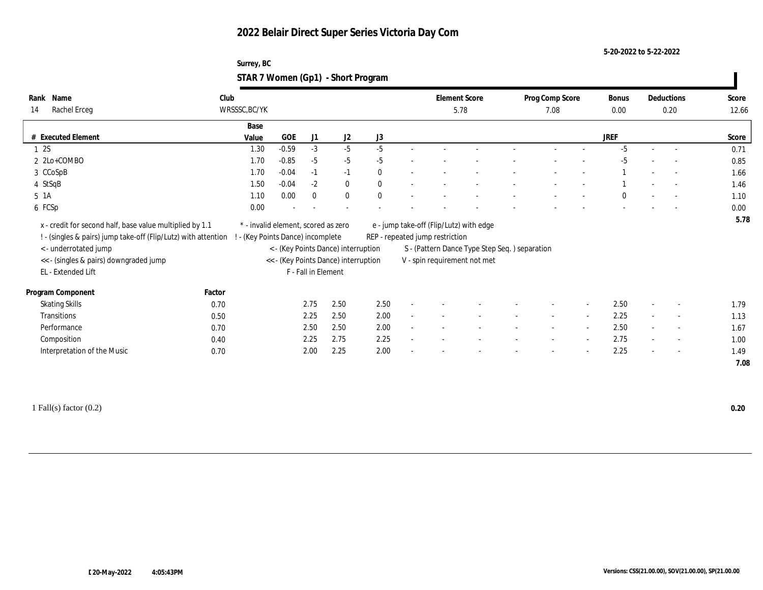# 2022 Belair Direct Super Series Victoria Day Com

5-20-2022 to 5-22-2022

Surrey, BC

**STAR 7 Women (Gp1) - Short Program**

| Rank | Name | Club | Element Score | Prog Comp Score | Bonus | Deductions | Score |
|---|---|---|---|---|---|---|---|
| 14 | Rachel Erceg | WRSSSC,BC/YK | 5.78 | 7.08 | 0.00 | 0.20 | 12.66 |

| # | Executed Element | Base Value | GOE | J1 | J2 | J3 | | | | | | | | JREF | | | Score |
|---|---|---|---|---|---|---|---|---|---|---|---|---|---|---|---|---|---|
| 1 | 2S | 1.30 | -0.59 | -3 | -5 | -5 | - | - | - | - | - | - | - | -5 | - | - | 0.71 |
| 2 | 2Lo+COMBO | 1.70 | -0.85 | -5 | -5 | -5 | - | - | - | - | - | - | - | -5 | - | - | 0.85 |
| 3 | CCoSpB | 1.70 | -0.04 | -1 | -1 | 0 | - | - | - | - | - | - | - | 1 | - | - | 1.66 |
| 4 | StSqB | 1.50 | -0.04 | -2 | 0 | 0 | - | - | - | - | - | - | - | 1 | - | - | 1.46 |
| 5 | 1A | 1.10 | 0.00 | 0 | 0 | 0 | - | - | - | - | - | - | - | 0 | - | - | 1.10 |
| 6 | FCSp | 0.00 | - | - | - | - | - | - | - | - | - | - | - | - | - | - | 0.00 |
| | | | | | | | | | | | | | | | | | 5.78 |

x - credit for second half, base value multiplied by 1.1
! - (singles & pairs) jump take-off (Flip/Lutz) with attention
< - underrotated jump
<< - (singles & pairs) downgraded jump
EL - Extended Lift
\* - invalid element, scored as zero
! - (Key Points Dance) incomplete
< - (Key Points Dance) interruption
<< - (Key Points Dance) interruption
F - Fall in Element
e - jump take-off (Flip/Lutz) with edge
REP - repeated jump restriction
S - (Pattern Dance Type Step Seq. ) separation
V - spin requirement not met

| Program Component | Factor | J1 | J2 | J3 | | | | | | | | JREF | | | Score |
|---|---|---|---|---|---|---|---|---|---|---|---|---|---|---|---|
| Skating Skills | 0.70 | 2.75 | 2.50 | 2.50 | - | - | - | - | - | - | - | 2.50 | - | - | 1.79 |
| Transitions | 0.50 | 2.25 | 2.50 | 2.00 | - | - | - | - | - | - | - | 2.25 | - | - | 1.13 |
| Performance | 0.70 | 2.50 | 2.50 | 2.00 | - | - | - | - | - | - | - | 2.50 | - | - | 1.67 |
| Composition | 0.40 | 2.25 | 2.75 | 2.25 | - | - | - | - | - | - | - | 2.75 | - | - | 1.00 |
| Interpretation of the Music | 0.70 | 2.00 | 2.25 | 2.00 | - | - | - | - | - | - | - | 2.25 | - | - | 1.49 |
| | | | | | | | | | | | | | | | 7.08 |

1 Fall(s) factor (0.2) **0.20**